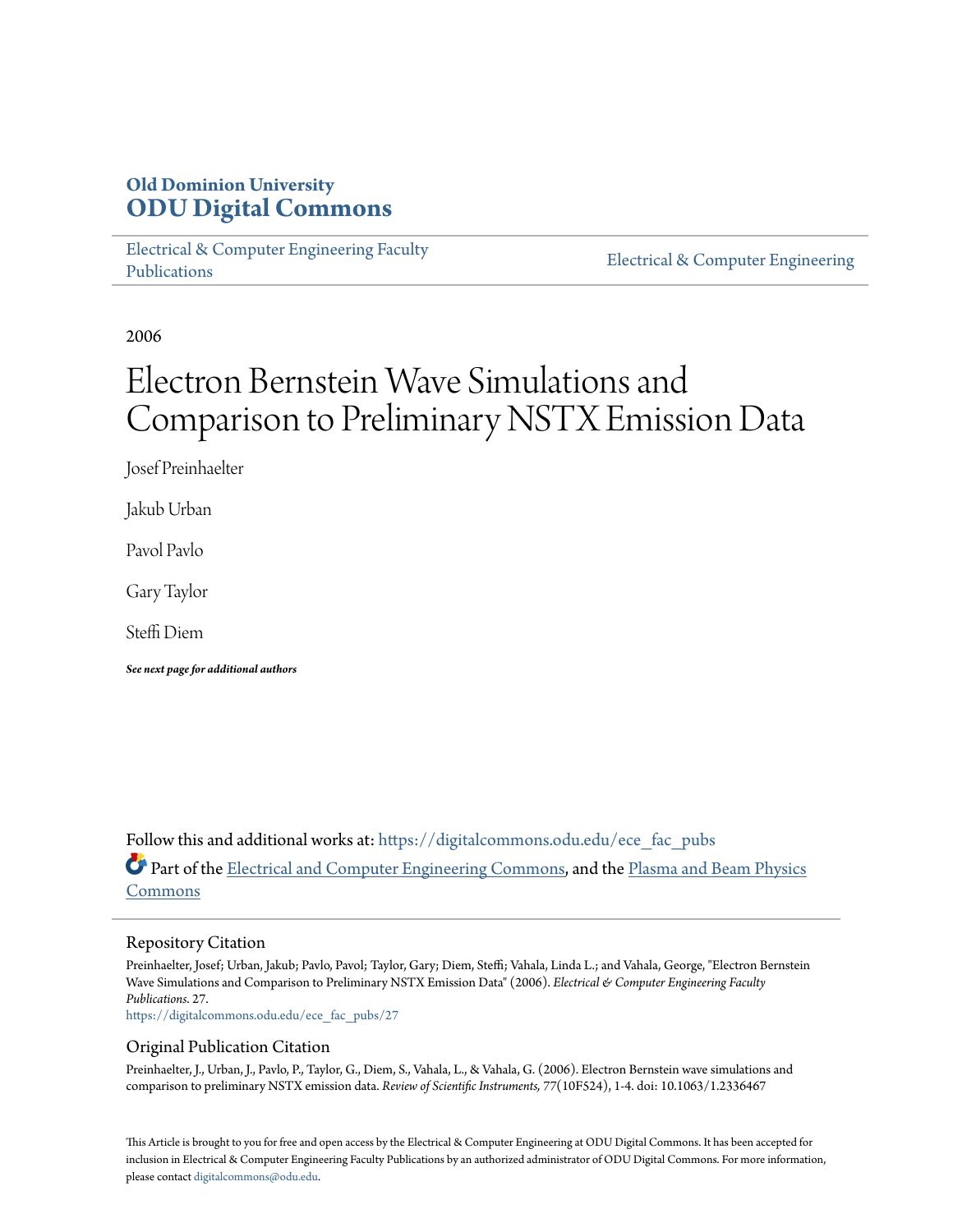# Old Dominion University
# ODU Digital Commons

Electrical & Computer Engineering Faculty Publications

Electrical & Computer Engineering

2006

# Electron Bernstein Wave Simulations and Comparison to Preliminary NSTX Emission Data

Josef Preinhaelter

Jakub Urban

Pavol Pavlo

Gary Taylor

Steffi Diem

***See next page for additional authors***

Follow this and additional works at: https://digitalcommons.odu.edu/ece_fac_pubs

Part of the Electrical and Computer Engineering Commons, and the Plasma and Beam Physics Commons

## Repository Citation

Preinhaelter, Josef; Urban, Jakub; Pavlo, Pavol; Taylor, Gary; Diem, Steffi; Vahala, Linda L.; and Vahala, George, "Electron Bernstein Wave Simulations and Comparison to Preliminary NSTX Emission Data" (2006). *Electrical & Computer Engineering Faculty Publications*. 27.
https://digitalcommons.odu.edu/ece_fac_pubs/27

## Original Publication Citation

Preinhaelter, J., Urban, J., Pavlo, P., Taylor, G., Diem, S., Vahala, L., & Vahala, G. (2006). Electron Bernstein wave simulations and comparison to preliminary NSTX emission data. *Review of Scientific Instruments,* 77(10F524), 1-4. doi: 10.1063/1.2336467

This Article is brought to you for free and open access by the Electrical & Computer Engineering at ODU Digital Commons. It has been accepted for inclusion in Electrical & Computer Engineering Faculty Publications by an authorized administrator of ODU Digital Commons. For more information, please contact digitalcommons@odu.edu.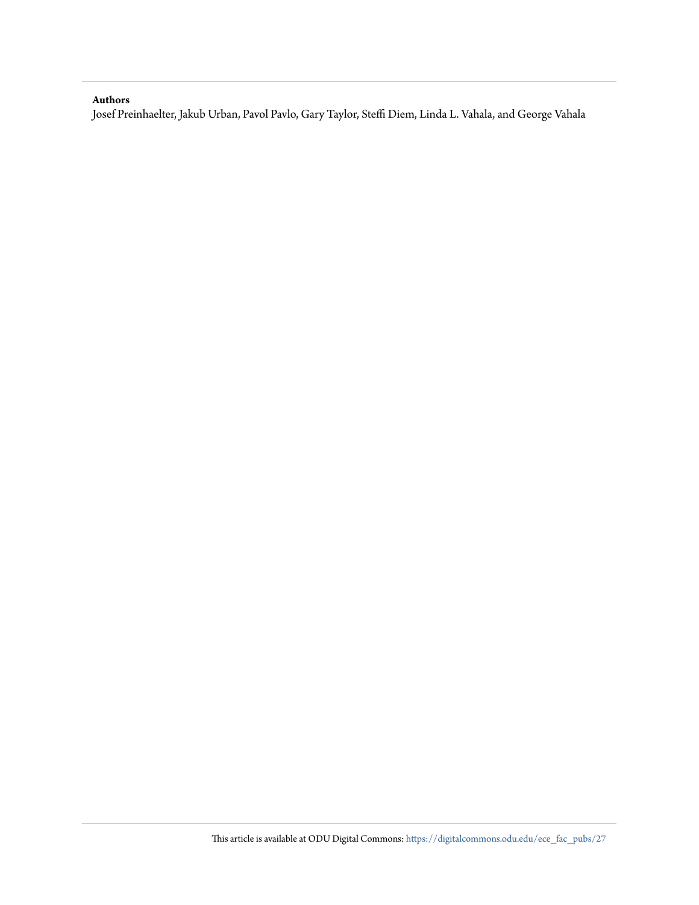**Authors**

Josef Preinhaelter, Jakub Urban, Pavol Pavlo, Gary Taylor, Steffi Diem, Linda L. Vahala, and George Vahala

This article is available at ODU Digital Commons: https://digitalcommons.odu.edu/ece_fac_pubs/27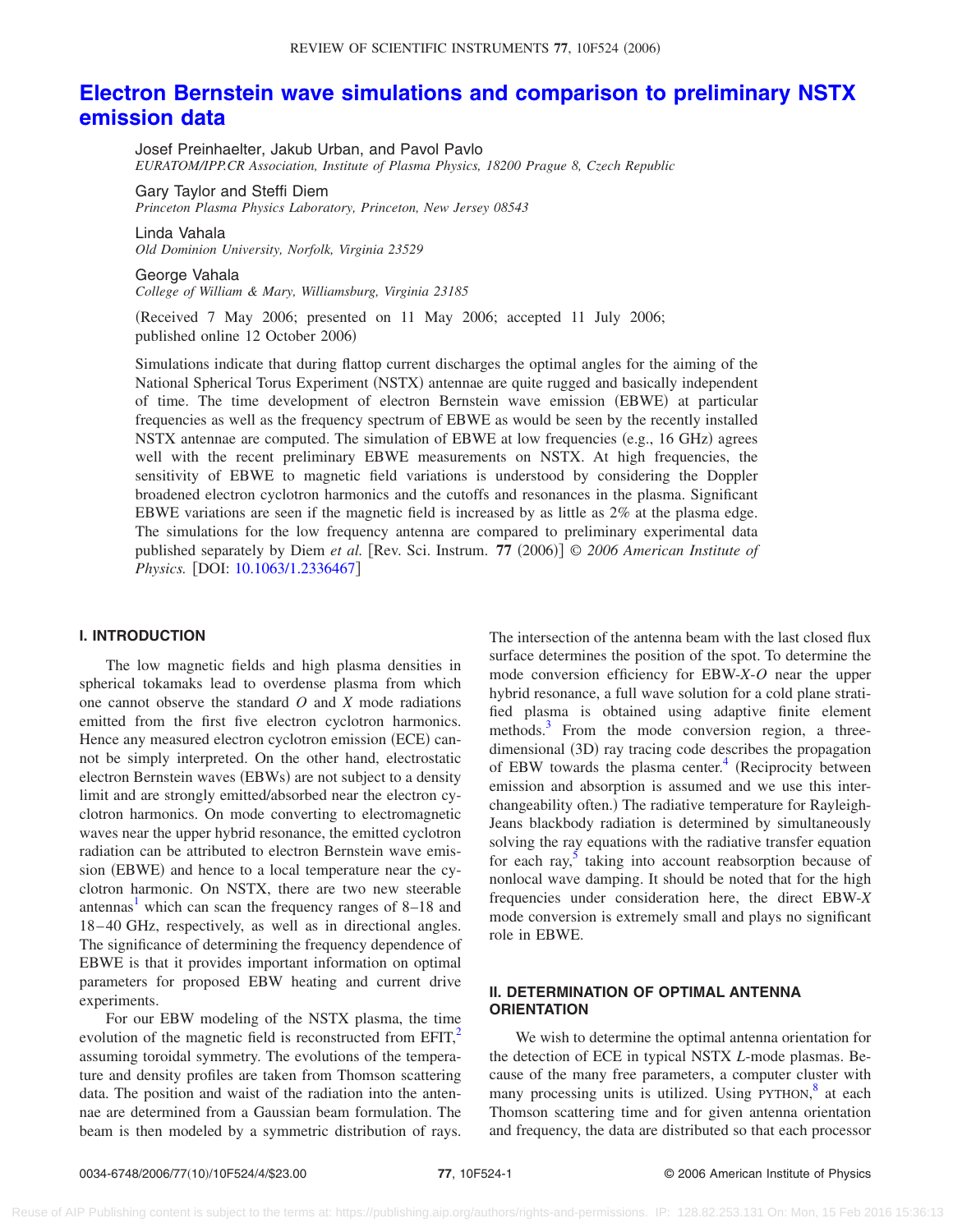# Electron Bernstein wave simulations and comparison to preliminary NSTX emission data

Josef Preinhaelter, Jakub Urban, and Pavol Pavlo
*EURATOM/IPP.CR Association, Institute of Plasma Physics, 18200 Prague 8, Czech Republic*

Gary Taylor and Steffi Diem
*Princeton Plasma Physics Laboratory, Princeton, New Jersey 08543*

Linda Vahala
*Old Dominion University, Norfolk, Virginia 23529*

George Vahala
*College of William & Mary, Williamsburg, Virginia 23185*

(Received 7 May 2006; presented on 11 May 2006; accepted 11 July 2006; published online 12 October 2006)

Simulations indicate that during flattop current discharges the optimal angles for the aiming of the National Spherical Torus Experiment (NSTX) antennae are quite rugged and basically independent of time. The time development of electron Bernstein wave emission (EBWE) at particular frequencies as well as the frequency spectrum of EBWE as would be seen by the recently installed NSTX antennae are computed. The simulation of EBWE at low frequencies (e.g., 16 GHz) agrees well with the recent preliminary EBWE measurements on NSTX. At high frequencies, the sensitivity of EBWE to magnetic field variations is understood by considering the Doppler broadened electron cyclotron harmonics and the cutoffs and resonances in the plasma. Significant EBWE variations are seen if the magnetic field is increased by as little as 2% at the plasma edge. The simulations for the low frequency antenna are compared to preliminary experimental data published separately by Diem *et al.* [Rev. Sci. Instrum. **77** (2006)] © *2006 American Institute of Physics.* [DOI: 10.1063/1.2336467]

## I. INTRODUCTION

The low magnetic fields and high plasma densities in spherical tokamaks lead to overdense plasma from which one cannot observe the standard *O* and *X* mode radiations emitted from the first five electron cyclotron harmonics. Hence any measured electron cyclotron emission (ECE) cannot be simply interpreted. On the other hand, electrostatic electron Bernstein waves (EBWs) are not subject to a density limit and are strongly emitted/absorbed near the electron cyclotron harmonics. On mode converting to electromagnetic waves near the upper hybrid resonance, the emitted cyclotron radiation can be attributed to electron Bernstein wave emission (EBWE) and hence to a local temperature near the cyclotron harmonic. On NSTX, there are two new steerable antennas[1] which can scan the frequency ranges of 8–18 and 18–40 GHz, respectively, as well as in directional angles. The significance of determining the frequency dependence of EBWE is that it provides important information on optimal parameters for proposed EBW heating and current drive experiments.

For our EBW modeling of the NSTX plasma, the time evolution of the magnetic field is reconstructed from EFIT,[2] assuming toroidal symmetry. The evolutions of the temperature and density profiles are taken from Thomson scattering data. The position and waist of the radiation into the antennae are determined from a Gaussian beam formulation. The beam is then modeled by a symmetric distribution of rays. The intersection of the antenna beam with the last closed flux surface determines the position of the spot. To determine the mode conversion efficiency for EBW-*X*-*O* near the upper hybrid resonance, a full wave solution for a cold plane stratified plasma is obtained using adaptive finite element methods.[3] From the mode conversion region, a three-dimensional (3D) ray tracing code describes the propagation of EBW towards the plasma center.[4] (Reciprocity between emission and absorption is assumed and we use this interchangeability often.) The radiative temperature for Rayleigh-Jeans blackbody radiation is determined by simultaneously solving the ray equations with the radiative transfer equation for each ray,[5] taking into account reabsorption because of nonlocal wave damping. It should be noted that for the high frequencies under consideration here, the direct EBW-*X* mode conversion is extremely small and plays no significant role in EBWE.

## II. DETERMINATION OF OPTIMAL ANTENNA ORIENTATION

We wish to determine the optimal antenna orientation for the detection of ECE in typical NSTX *L*-mode plasmas. Because of the many free parameters, a computer cluster with many processing units is utilized. Using PYTHON,[8] at each Thomson scattering time and for given antenna orientation and frequency, the data are distributed so that each processor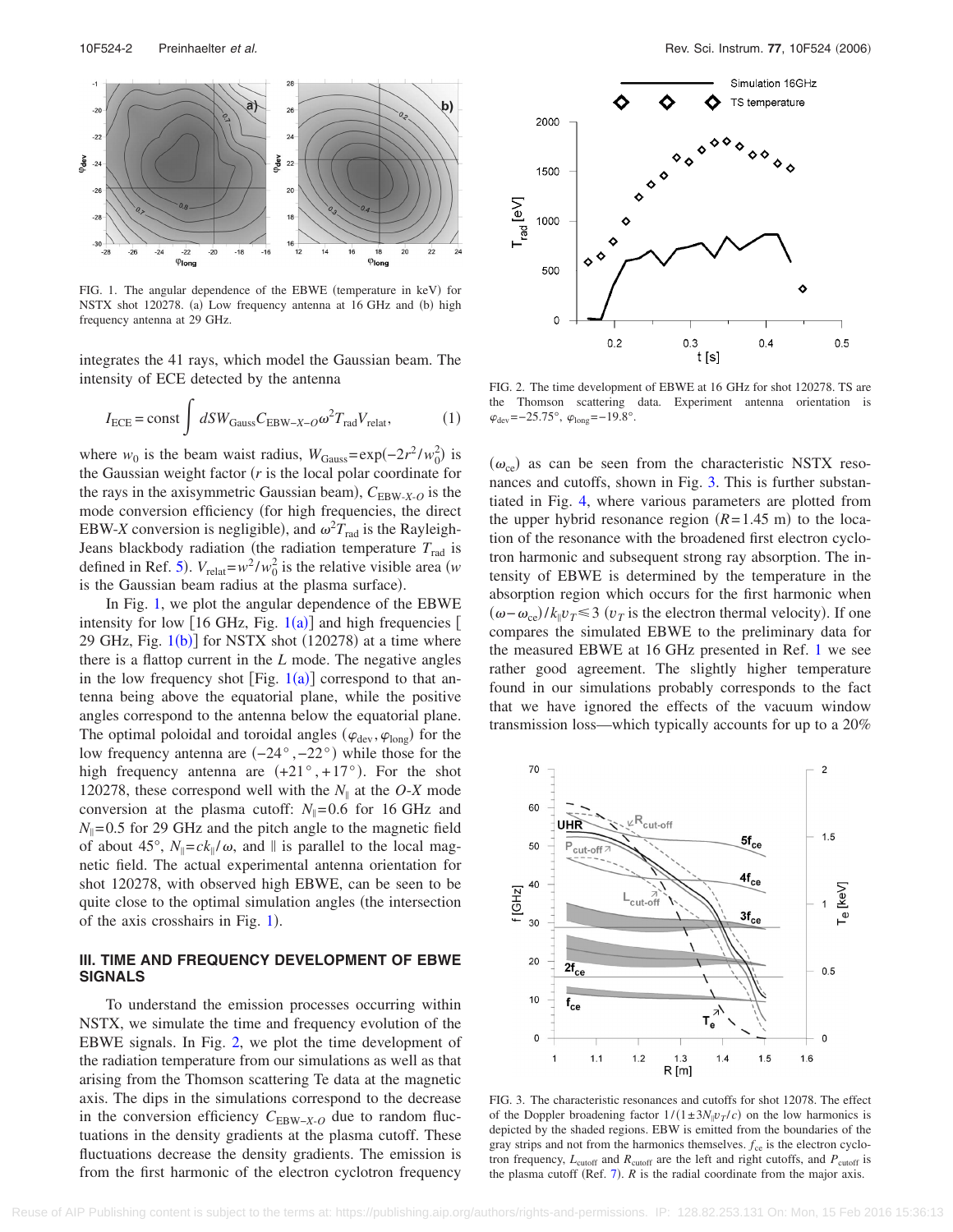FIG. 1. The angular dependence of the EBWE (temperature in keV) for NSTX shot 120278. (a) Low frequency antenna at 16 GHz and (b) high frequency antenna at 29 GHz.

integrates the 41 rays, which model the Gaussian beam. The intensity of ECE detected by the antenna

$$I_{\rm ECE} = \text{const} \int dS W_{\rm Gauss} C_{\text{EBW-}X\text{-}O} \omega^2 T_{\rm rad} V_{\rm relat}, \qquad (1)$$

where $w_0$ is the beam waist radius, $W_{\rm Gauss} = \exp(-2r^2/w_0^2)$ is the Gaussian weight factor ($r$ is the local polar coordinate for the rays in the axisymmetric Gaussian beam), $C_{\text{EBW-}X\text{-}O}$ is the mode conversion efficiency (for high frequencies, the direct EBW-$X$ conversion is negligible), and $\omega^2 T_{\rm rad}$ is the Rayleigh-Jeans blackbody radiation (the radiation temperature $T_{\rm rad}$ is defined in Ref. 5). $V_{\rm relat} = w^2/w_0^2$ is the relative visible area ($w$ is the Gaussian beam radius at the plasma surface).

In Fig. 1, we plot the angular dependence of the EBWE intensity for low [16 GHz, Fig. 1(a)] and high frequencies [29 GHz, Fig. 1(b)] for NSTX shot (120278) at a time where there is a flattop current in the $L$ mode. The negative angles in the low frequency shot [Fig. 1(a)] correspond to that antenna being above the equatorial plane, while the positive angles correspond to the antenna below the equatorial plane. The optimal poloidal and toroidal angles ($\varphi_{\rm dev}, \varphi_{\rm long}$) for the low frequency antenna are $(-24°, -22°)$ while those for the high frequency antenna are $(+21°, +17°)$. For the shot 120278, these correspond well with the $N_\parallel$ at the $O$-$X$ mode conversion at the plasma cutoff: $N_\parallel = 0.6$ for 16 GHz and $N_\parallel = 0.5$ for 29 GHz and the pitch angle to the magnetic field of about 45°, $N_\parallel = ck_\parallel/\omega$, and $\parallel$ is parallel to the local magnetic field. The actual experimental antenna orientation for shot 120278, with observed high EBWE, can be seen to be quite close to the optimal simulation angles (the intersection of the axis crosshairs in Fig. 1).

## III. TIME AND FREQUENCY DEVELOPMENT OF EBWE SIGNALS

To understand the emission processes occurring within NSTX, we simulate the time and frequency evolution of the EBWE signals. In Fig. 2, we plot the time development of the radiation temperature from our simulations as well as that arising from the Thomson scattering Te data at the magnetic axis. The dips in the simulations correspond to the decrease in the conversion efficiency $C_{\text{EBW-}X\text{-}O}$ due to random fluctuations in the density gradients at the plasma cutoff. These fluctuations decrease the density gradients. The emission is from the first harmonic of the electron cyclotron frequency ($\omega_{\rm ce}$) as can be seen from the characteristic NSTX resonances and cutoffs, shown in Fig. 3. This is further substantiated in Fig. 4, where various parameters are plotted from the upper hybrid resonance region ($R = 1.45$ m) to the location of the resonance with the broadened first electron cyclotron harmonic and subsequent strong ray absorption. The intensity of EBWE is determined by the temperature in the absorption region which occurs for the first harmonic when $(\omega - \omega_{\rm ce})/k_\parallel v_T \lesssim 3$ ($v_T$ is the electron thermal velocity). If one compares the simulated EBWE to the preliminary data for the measured EBWE at 16 GHz presented in Ref. 1 we see rather good agreement. The slightly higher temperature found in our simulations probably corresponds to the fact that we have ignored the effects of the vacuum window transmission loss—which typically accounts for up to a 20%

FIG. 2. The time development of EBWE at 16 GHz for shot 120278. TS are the Thomson scattering data. Experiment antenna orientation is $\varphi_{\rm dev} = -25.75°$, $\varphi_{\rm long} = -19.8°$.

FIG. 3. The characteristic resonances and cutoffs for shot 12078. The effect of the Doppler broadening factor $1/(1 \pm 3N_\parallel v_T/c)$ on the low harmonics is depicted by the shaded regions. EBW is emitted from the boundaries of the gray strips and not from the harmonics themselves. $f_{\rm ce}$ is the electron cyclotron frequency, $L_{\rm cutoff}$ and $R_{\rm cutoff}$ are the left and right cutoffs, and $P_{\rm cutoff}$ is the plasma cutoff (Ref. 7). $R$ is the radial coordinate from the major axis.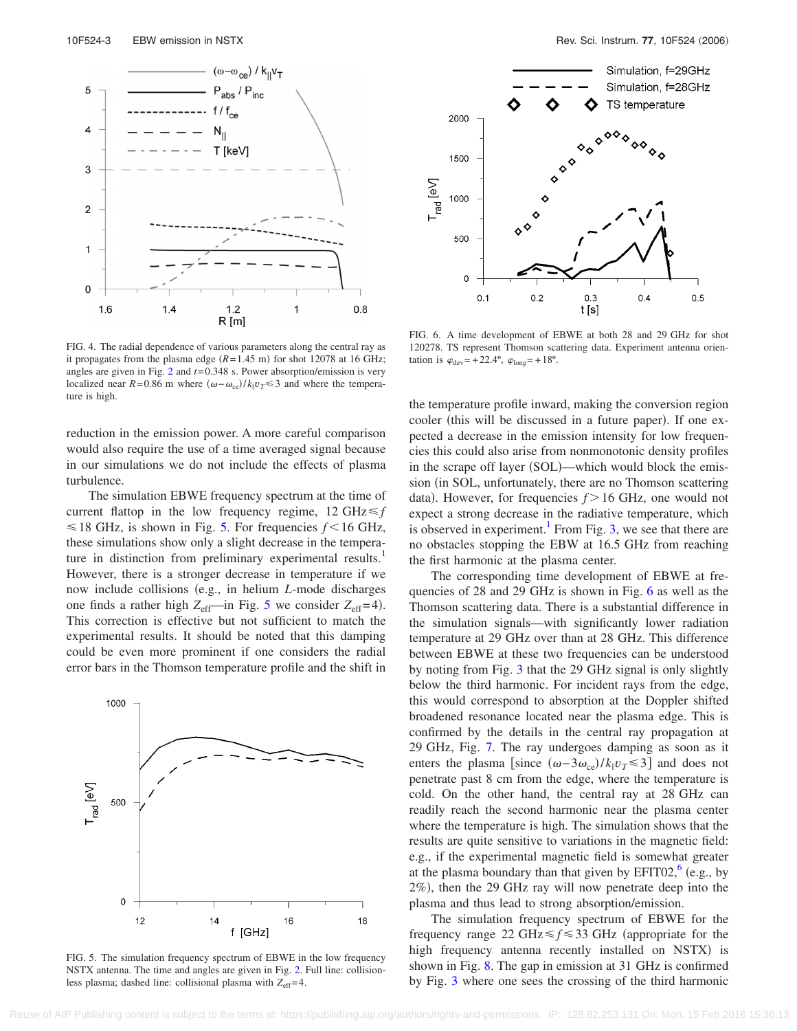FIG. 4. The radial dependence of various parameters along the central ray as it propagates from the plasma edge ($R$=1.45 m) for shot 12078 at 16 GHz; angles are given in Fig. 2 and $t$=0.348 s. Power absorption/emission is very localized near $R$=0.86 m where $(\omega-\omega_{ce})/k_{\|}v_T \lesssim 3$ and where the temperature is high.

reduction in the emission power. A more careful comparison would also require the use of a time averaged signal because in our simulations we do not include the effects of plasma turbulence.

The simulation EBWE frequency spectrum at the time of current flattop in the low frequency regime, 12 GHz $\leq f \leq$ 18 GHz, is shown in Fig. 5. For frequencies $f <$ 16 GHz, these simulations show only a slight decrease in the temperature in distinction from preliminary experimental results.[1] However, there is a stronger decrease in temperature if we now include collisions (e.g., in helium $L$-mode discharges one finds a rather high $Z_{\text{eff}}$—in Fig. 5 we consider $Z_{\text{eff}}$=4). This correction is effective but not sufficient to match the experimental results. It should be noted that this damping could be even more prominent if one considers the radial error bars in the Thomson temperature profile and the shift in the temperature profile inward, making the conversion region cooler (this will be discussed in a future paper). If one expected a decrease in the emission intensity for low frequencies this could also arise from nonmonotonic density profiles in the scrape off layer (SOL)—which would block the emission (in SOL, unfortunately, there are no Thomson scattering data). However, for frequencies $f >$ 16 GHz, one would not expect a strong decrease in the radiative temperature, which is observed in experiment.[1] From Fig. 3, we see that there are no obstacles stopping the EBW at 16.5 GHz from reaching the first harmonic at the plasma center.

FIG. 5. The simulation frequency spectrum of EBWE in the low frequency NSTX antenna. The time and angles are given in Fig. 2. Full line: collisionless plasma; dashed line: collisional plasma with $Z_{\text{eff}}$=4.

FIG. 6. A time development of EBWE at both 28 and 29 GHz for shot 120278. TS represent Thomson scattering data. Experiment antenna orientation is $\varphi_{\text{dev}}$=+22.4°, $\varphi_{\text{long}}$=+18°.

The corresponding time development of EBWE at frequencies of 28 and 29 GHz is shown in Fig. 6 as well as the Thomson scattering data. There is a substantial difference in the simulation signals—with significantly lower radiation temperature at 29 GHz over than at 28 GHz. This difference between EBWE at these two frequencies can be understood by noting from Fig. 3 that the 29 GHz signal is only slightly below the third harmonic. For incident rays from the edge, this would correspond to absorption at the Doppler shifted broadened resonance located near the plasma edge. This is confirmed by the details in the central ray propagation at 29 GHz, Fig. 7. The ray undergoes damping as soon as it enters the plasma [since $(\omega-3\omega_{ce})/k_{\|}v_T \lesssim 3$] and does not penetrate past 8 cm from the edge, where the temperature is cold. On the other hand, the central ray at 28 GHz can readily reach the second harmonic near the plasma center where the temperature is high. The simulation shows that the results are quite sensitive to variations in the magnetic field: e.g., if the experimental magnetic field is somewhat greater at the plasma boundary than that given by EFIT02,[6] (e.g., by 2%), then the 29 GHz ray will now penetrate deep into the plasma and thus lead to strong absorption/emission.

The simulation frequency spectrum of EBWE for the frequency range 22 GHz $\leq f \leq$ 33 GHz (appropriate for the high frequency antenna recently installed on NSTX) is shown in Fig. 8. The gap in emission at 31 GHz is confirmed by Fig. 3 where one sees the crossing of the third harmonic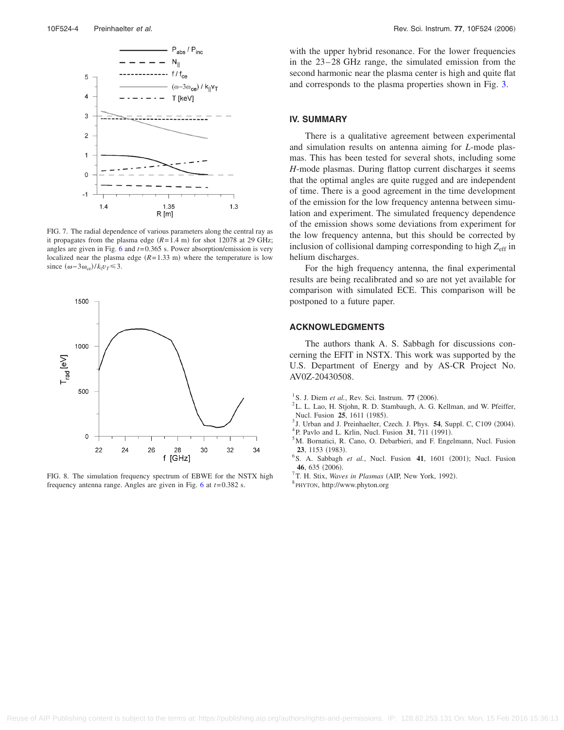$P_{abs} / P_{inc}$

$N_{||}$

$f / f_{ce}$

$(\omega-3\omega_{ce}) / k_{||}v_T$

T [keV]

5

4

3

2

1

0

-1

1.4

1.35

1.3

R [m]

FIG. 7. The radial dependence of various parameters along the central ray as it propagates from the plasma edge ($R=1.4$ m) for shot 12078 at 29 GHz; angles are given in Fig. 6 and $t=0.365$ s. Power absorption/emission is very localized near the plasma edge ($R=1.33$ m) where the temperature is low since $(\omega-3\omega_{ce})/k_{\|}v_T \lesssim 3$.

1500

1000

500

0

$T_{rad}$ [eV]

22

24

26

28

30

32

34

f [GHz]

FIG. 8. The simulation frequency spectrum of EBWE for the NSTX high frequency antenna range. Angles are given in Fig. 6 at $t=0.382$ s.

with the upper hybrid resonance. For the lower frequencies in the 23–28 GHz range, the simulated emission from the second harmonic near the plasma center is high and quite flat and corresponds to the plasma properties shown in Fig. 3.

## IV. SUMMARY

There is a qualitative agreement between experimental and simulation results on antenna aiming for *L*-mode plasmas. This has been tested for several shots, including some *H*-mode plasmas. During flattop current discharges it seems that the optimal angles are quite rugged and are independent of time. There is a good agreement in the time development of the emission for the low frequency antenna between simulation and experiment. The simulated frequency dependence of the emission shows some deviations from experiment for the low frequency antenna, but this should be corrected by inclusion of collisional damping corresponding to high $Z_{\text{eff}}$ in helium discharges.

For the high frequency antenna, the final experimental results are being recalibrated and so are not yet available for comparison with simulated ECE. This comparison will be postponed to a future paper.

## ACKNOWLEDGMENTS

The authors thank A. S. Sabbagh for discussions concerning the EFIT in NSTX. This work was supported by the U.S. Department of Energy and by AS-CR Project No. AV0Z-20430508.

[1] S. J. Diem *et al.*, Rev. Sci. Instrum. **77** (2006).
[2] L. L. Lao, H. Stjohn, R. D. Stambaugh, A. G. Kellman, and W. Pfeiffer, Nucl. Fusion **25**, 1611 (1985).
[3] J. Urban and J. Preinhaelter, Czech. J. Phys. **54**, Suppl. C, C109 (2004).
[4] P. Pavlo and L. Krlin, Nucl. Fusion **31**, 711 (1991).
[5] M. Bornatici, R. Cano, O. Debarbieri, and F. Engelmann, Nucl. Fusion **23**, 1153 (1983).
[6] S. A. Sabbagh *et al.*, Nucl. Fusion **41**, 1601 (2001); Nucl. Fusion **46**, 635 (2006).
[7] T. H. Stix, *Waves in Plasmas* (AIP, New York, 1992).
[8] PHYTON, http://www.phyton.org